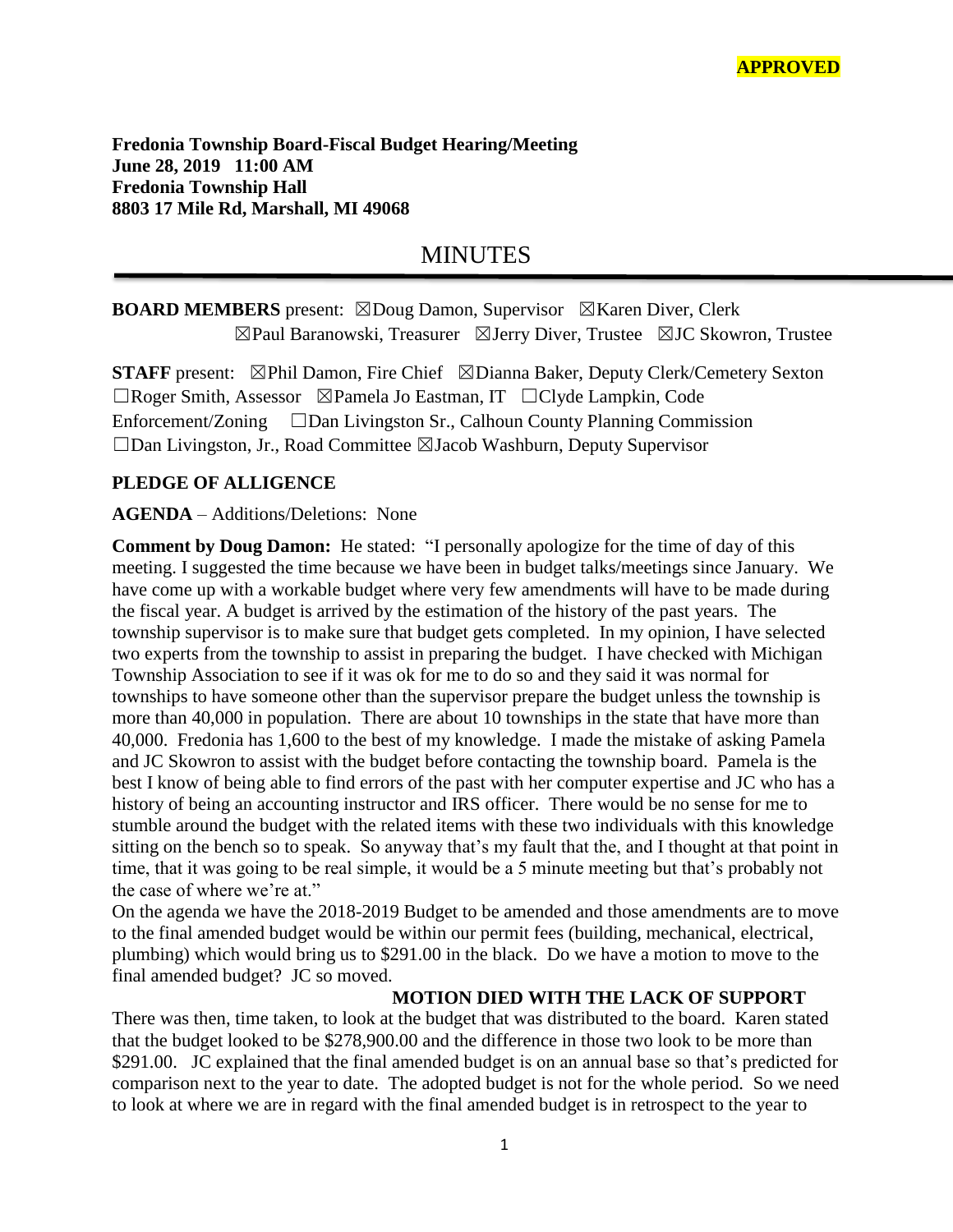**APPROVED**

**Fredonia Township Board-Fiscal Budget Hearing/Meeting**
**June 28, 2019 11:00 AM**
**Fredonia Township Hall**
**8803 17 Mile Rd, Marshall, MI 49068**

# MINUTES

**BOARD MEMBERS** present: ☒Doug Damon, Supervisor ☒Karen Diver, Clerk ☒Paul Baranowski, Treasurer ☒Jerry Diver, Trustee ☒JC Skowron, Trustee

**STAFF** present: ☒Phil Damon, Fire Chief ☒Dianna Baker, Deputy Clerk/Cemetery Sexton ☐Roger Smith, Assessor ☒Pamela Jo Eastman, IT ☐Clyde Lampkin, Code Enforcement/Zoning ☐Dan Livingston Sr., Calhoun County Planning Commission ☐Dan Livingston, Jr., Road Committee ☒Jacob Washburn, Deputy Supervisor

**PLEDGE OF ALLIGENCE**

**AGENDA** – Additions/Deletions: None

**Comment by Doug Damon:** He stated: "I personally apologize for the time of day of this meeting. I suggested the time because we have been in budget talks/meetings since January. We have come up with a workable budget where very few amendments will have to be made during the fiscal year. A budget is arrived by the estimation of the history of the past years. The township supervisor is to make sure that budget gets completed. In my opinion, I have selected two experts from the township to assist in preparing the budget. I have checked with Michigan Township Association to see if it was ok for me to do so and they said it was normal for townships to have someone other than the supervisor prepare the budget unless the township is more than 40,000 in population. There are about 10 townships in the state that have more than 40,000. Fredonia has 1,600 to the best of my knowledge. I made the mistake of asking Pamela and JC Skowron to assist with the budget before contacting the township board. Pamela is the best I know of being able to find errors of the past with her computer expertise and JC who has a history of being an accounting instructor and IRS officer. There would be no sense for me to stumble around the budget with the related items with these two individuals with this knowledge sitting on the bench so to speak. So anyway that's my fault that the, and I thought at that point in time, that it was going to be real simple, it would be a 5 minute meeting but that's probably not the case of where we're at."

On the agenda we have the 2018-2019 Budget to be amended and those amendments are to move to the final amended budget would be within our permit fees (building, mechanical, electrical, plumbing) which would bring us to $291.00 in the black. Do we have a motion to move to the final amended budget? JC so moved.

**MOTION DIED WITH THE LACK OF SUPPORT**

There was then, time taken, to look at the budget that was distributed to the board. Karen stated that the budget looked to be $278,900.00 and the difference in those two look to be more than $291.00. JC explained that the final amended budget is on an annual base so that's predicted for comparison next to the year to date. The adopted budget is not for the whole period. So we need to look at where we are in regard with the final amended budget is in retrospect to the year to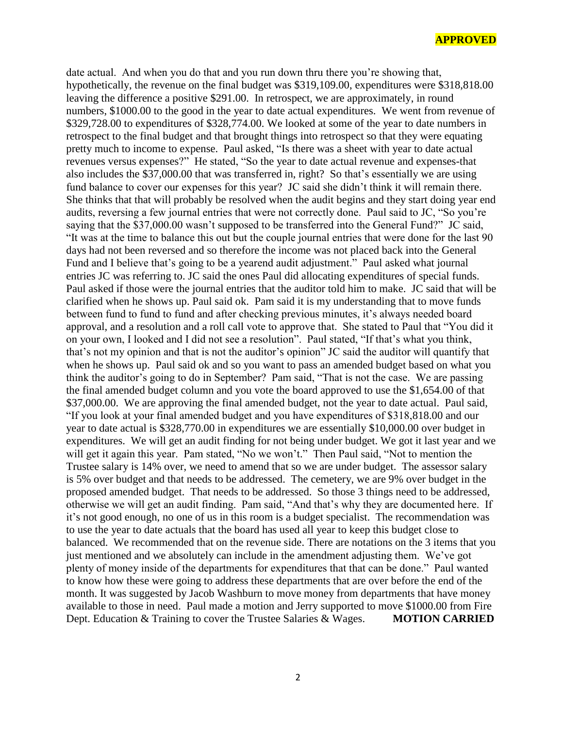**APPROVED**

date actual. And when you do that and you run down thru there you're showing that, hypothetically, the revenue on the final budget was $319,109.00, expenditures were $318,818.00 leaving the difference a positive $291.00. In retrospect, we are approximately, in round numbers, $1000.00 to the good in the year to date actual expenditures. We went from revenue of $329,728.00 to expenditures of $328,774.00. We looked at some of the year to date numbers in retrospect to the final budget and that brought things into retrospect so that they were equating pretty much to income to expense. Paul asked, "Is there was a sheet with year to date actual revenues versus expenses?" He stated, "So the year to date actual revenue and expenses-that also includes the $37,000.00 that was transferred in, right? So that's essentially we are using fund balance to cover our expenses for this year? JC said she didn't think it will remain there. She thinks that that will probably be resolved when the audit begins and they start doing year end audits, reversing a few journal entries that were not correctly done. Paul said to JC, "So you're saying that the $37,000.00 wasn't supposed to be transferred into the General Fund?" JC said, "It was at the time to balance this out but the couple journal entries that were done for the last 90 days had not been reversed and so therefore the income was not placed back into the General Fund and I believe that's going to be a yearend audit adjustment." Paul asked what journal entries JC was referring to. JC said the ones Paul did allocating expenditures of special funds. Paul asked if those were the journal entries that the auditor told him to make. JC said that will be clarified when he shows up. Paul said ok. Pam said it is my understanding that to move funds between fund to fund to fund and after checking previous minutes, it's always needed board approval, and a resolution and a roll call vote to approve that. She stated to Paul that "You did it on your own, I looked and I did not see a resolution". Paul stated, "If that's what you think, that's not my opinion and that is not the auditor's opinion" JC said the auditor will quantify that when he shows up. Paul said ok and so you want to pass an amended budget based on what you think the auditor's going to do in September? Pam said, "That is not the case. We are passing the final amended budget column and you vote the board approved to use the $1,654.00 of that $37,000.00. We are approving the final amended budget, not the year to date actual. Paul said, "If you look at your final amended budget and you have expenditures of $318,818.00 and our year to date actual is $328,770.00 in expenditures we are essentially $10,000.00 over budget in expenditures. We will get an audit finding for not being under budget. We got it last year and we will get it again this year. Pam stated, "No we won't." Then Paul said, "Not to mention the Trustee salary is 14% over, we need to amend that so we are under budget. The assessor salary is 5% over budget and that needs to be addressed. The cemetery, we are 9% over budget in the proposed amended budget. That needs to be addressed. So those 3 things need to be addressed, otherwise we will get an audit finding. Pam said, "And that's why they are documented here. If it's not good enough, no one of us in this room is a budget specialist. The recommendation was to use the year to date actuals that the board has used all year to keep this budget close to balanced. We recommended that on the revenue side. There are notations on the 3 items that you just mentioned and we absolutely can include in the amendment adjusting them. We've got plenty of money inside of the departments for expenditures that that can be done." Paul wanted to know how these were going to address these departments that are over before the end of the month. It was suggested by Jacob Washburn to move money from departments that have money available to those in need. Paul made a motion and Jerry supported to move $1000.00 from Fire Dept. Education & Training to cover the Trustee Salaries & Wages. **MOTION CARRIED**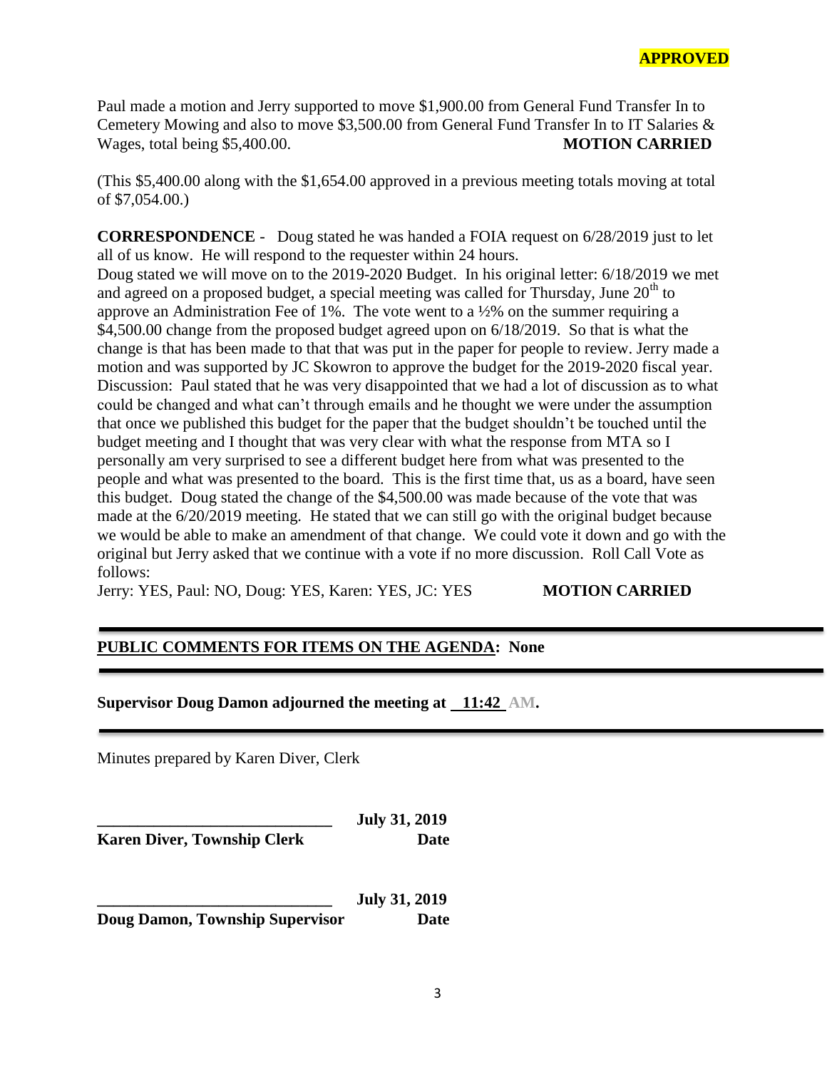**APPROVED**

Paul made a motion and Jerry supported to move $1,900.00 from General Fund Transfer In to Cemetery Mowing and also to move $3,500.00 from General Fund Transfer In to IT Salaries & Wages, total being $5,400.00. **MOTION CARRIED**

(This $5,400.00 along with the $1,654.00 approved in a previous meeting totals moving at total of $7,054.00.)

**CORRESPONDENCE** - Doug stated he was handed a FOIA request on 6/28/2019 just to let all of us know. He will respond to the requester within 24 hours.
Doug stated we will move on to the 2019-2020 Budget. In his original letter: 6/18/2019 we met and agreed on a proposed budget, a special meeting was called for Thursday, June 20th to approve an Administration Fee of 1%. The vote went to a ½% on the summer requiring a $4,500.00 change from the proposed budget agreed upon on 6/18/2019. So that is what the change is that has been made to that that was put in the paper for people to review. Jerry made a motion and was supported by JC Skowron to approve the budget for the 2019-2020 fiscal year. Discussion: Paul stated that he was very disappointed that we had a lot of discussion as to what could be changed and what can't through emails and he thought we were under the assumption that once we published this budget for the paper that the budget shouldn't be touched until the budget meeting and I thought that was very clear with what the response from MTA so I personally am very surprised to see a different budget here from what was presented to the people and what was presented to the board. This is the first time that, us as a board, have seen this budget. Doug stated the change of the $4,500.00 was made because of the vote that was made at the 6/20/2019 meeting. He stated that we can still go with the original budget because we would be able to make an amendment of that change. We could vote it down and go with the original but Jerry asked that we continue with a vote if no more discussion. Roll Call Vote as follows:
Jerry: YES, Paul: NO, Doug: YES, Karen: YES, JC: YES **MOTION CARRIED**

---

**PUBLIC COMMENTS FOR ITEMS ON THE AGENDA: None**

---

**Supervisor Doug Damon adjourned the meeting at 11:42 AM.**

---

Minutes prepared by Karen Diver, Clerk

\_\_\_\_\_\_\_\_\_\_\_\_\_\_\_\_\_\_\_\_\_\_\_\_\_\_\_\_ **July 31, 2019**
**Karen Diver, Township Clerk** **Date**

\_\_\_\_\_\_\_\_\_\_\_\_\_\_\_\_\_\_\_\_\_\_\_\_\_\_\_\_ **July 31, 2019**
**Doug Damon, Township Supervisor** **Date**